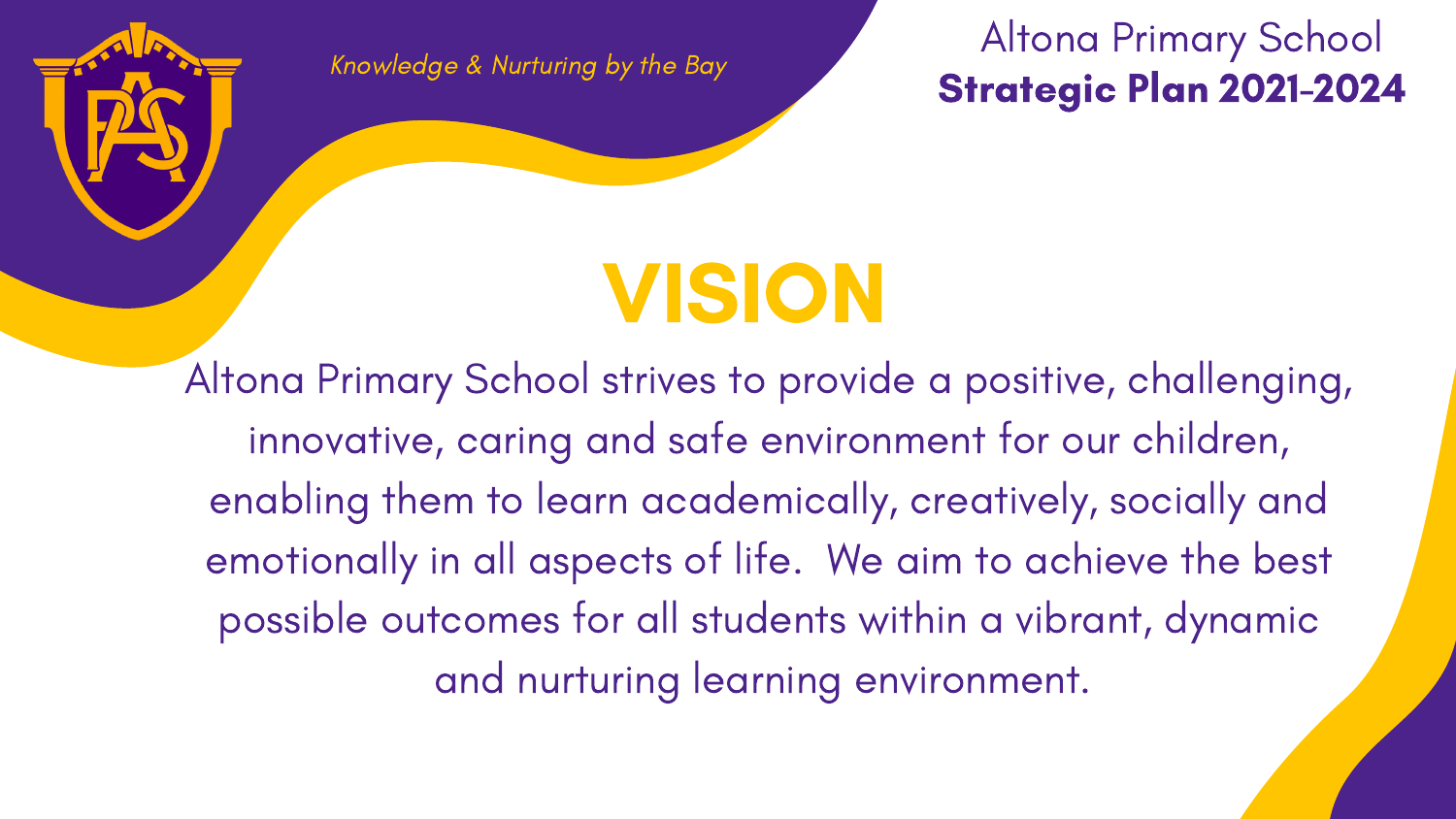*Knowledge & Nurturing by the Bay*

Altona Primary School
**Strategic Plan 2021-2024**

# VISION

Altona Primary School strives to provide a positive, challenging, innovative, caring and safe environment for our children, enabling them to learn academically, creatively, socially and emotionally in all aspects of life. We aim to achieve the best possible outcomes for all students within a vibrant, dynamic and nurturing learning environment.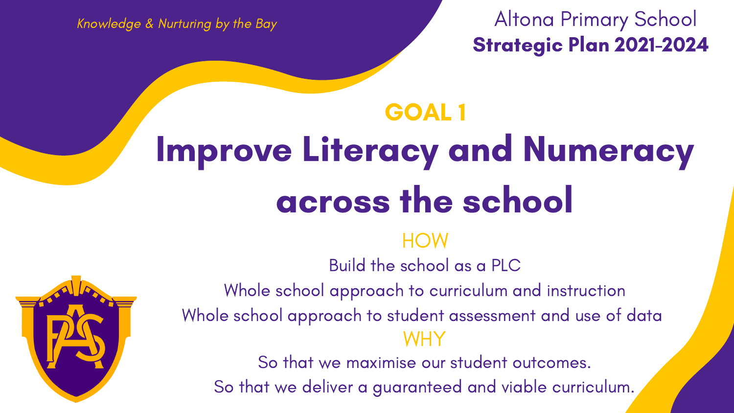*Knowledge & Nurturing by the Bay*

Altona Primary School
**Strategic Plan 2021-2024**

## GOAL 1

# Improve Literacy and Numeracy across the school

### HOW

Build the school as a PLC

Whole school approach to curriculum and instruction

Whole school approach to student assessment and use of data

### WHY

So that we maximise our student outcomes.

So that we deliver a guaranteed and viable curriculum.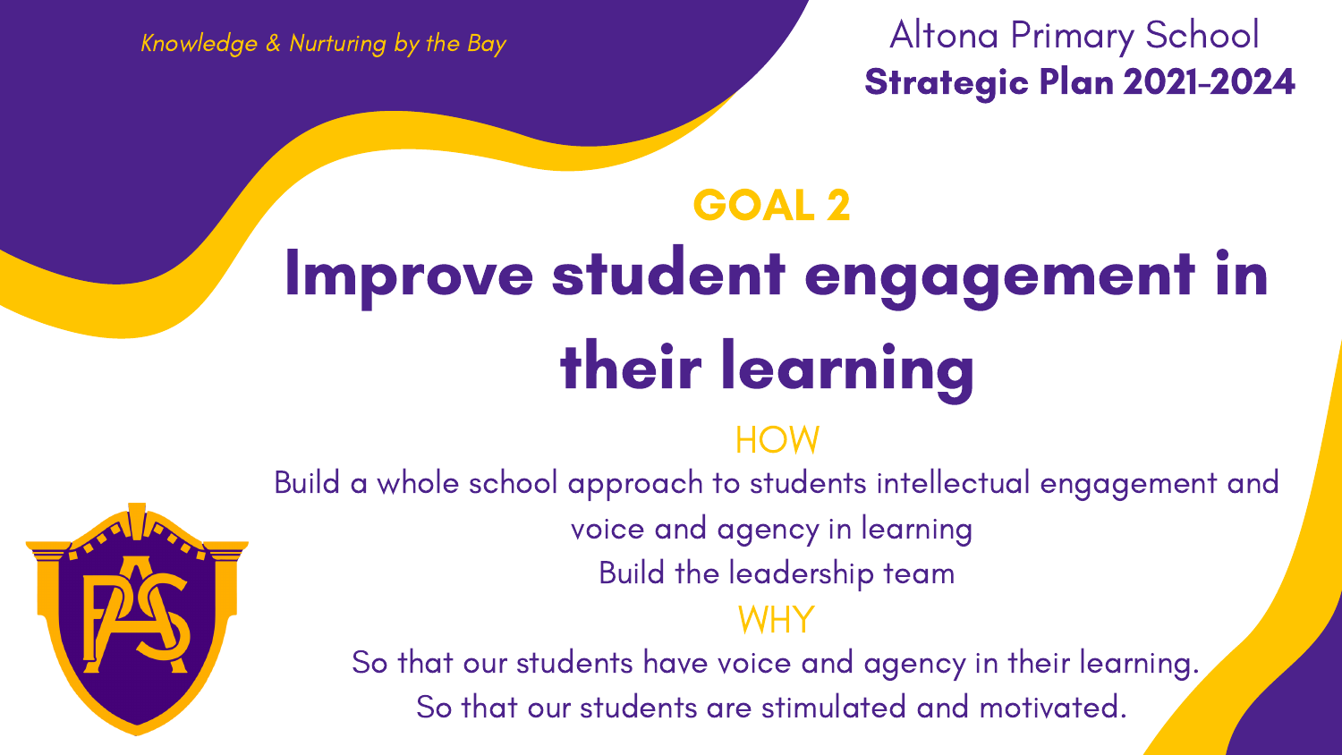*Knowledge & Nurturing by the Bay*

Altona Primary School
**Strategic Plan 2021-2024**

## GOAL 2

# Improve student engagement in their learning

### HOW

Build a whole school approach to students intellectual engagement and voice and agency in learning

Build the leadership team

### WHY

So that our students have voice and agency in their learning.

So that our students are stimulated and motivated.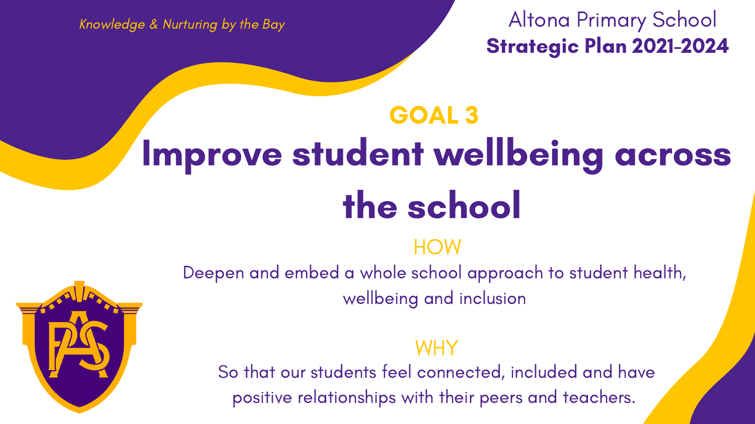*Knowledge & Nurturing by the Bay*

Altona Primary School
**Strategic Plan 2021-2024**

## GOAL 3

# Improve student wellbeing across the school

### HOW

Deepen and embed a whole school approach to student health, wellbeing and inclusion

### WHY

So that our students feel connected, included and have positive relationships with their peers and teachers.